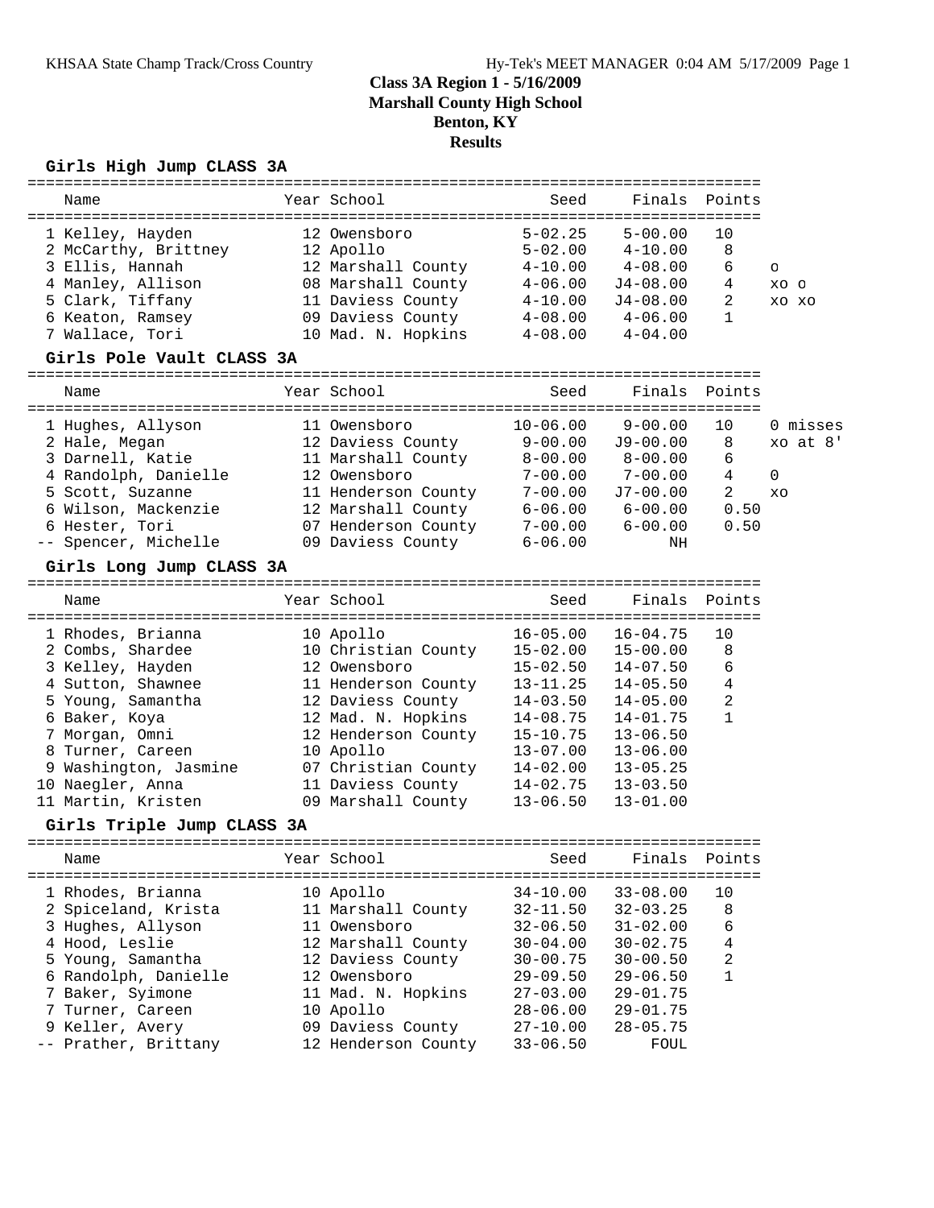# Class 3A Region 1 - 5/16/2009
## Marshall County High School
## Benton, KY
## Results

### Girls High Jump CLASS 3A

| | Name | Year | School | Seed | Finals | Points | |
|---|---|---|---|---|---|---|---|
| 1 | Kelley, Hayden | 12 | Owensboro | 5-02.25 | 5-00.00 | 10 | |
| 2 | McCarthy, Brittney | 12 | Apollo | 5-02.00 | 4-10.00 | 8 | |
| 3 | Ellis, Hannah | 12 | Marshall County | 4-10.00 | 4-08.00 | 6 | o |
| 4 | Manley, Allison | 08 | Marshall County | 4-06.00 | J4-08.00 | 4 | xo o |
| 5 | Clark, Tiffany | 11 | Daviess County | 4-10.00 | J4-08.00 | 2 | xo xo |
| 6 | Keaton, Ramsey | 09 | Daviess County | 4-08.00 | 4-06.00 | 1 | |
| 7 | Wallace, Tori | 10 | Mad. N. Hopkins | 4-08.00 | 4-04.00 | | |

### Girls Pole Vault CLASS 3A

| | Name | Year | School | Seed | Finals | Points | |
|---|---|---|---|---|---|---|---|
| 1 | Hughes, Allyson | 11 | Owensboro | 10-06.00 | 9-00.00 | 10 | 0 misses |
| 2 | Hale, Megan | 12 | Daviess County | 9-00.00 | J9-00.00 | 8 | xo at 8' |
| 3 | Darnell, Katie | 11 | Marshall County | 8-00.00 | 8-00.00 | 6 | |
| 4 | Randolph, Danielle | 12 | Owensboro | 7-00.00 | 7-00.00 | 4 | 0 |
| 5 | Scott, Suzanne | 11 | Henderson County | 7-00.00 | J7-00.00 | 2 | xo |
| 6 | Wilson, Mackenzie | 12 | Marshall County | 6-06.00 | 6-00.00 | 0.50 | |
| 6 | Hester, Tori | 07 | Henderson County | 7-00.00 | 6-00.00 | 0.50 | |
| -- | Spencer, Michelle | 09 | Daviess County | 6-06.00 | NH | | |

### Girls Long Jump CLASS 3A

| | Name | Year | School | Seed | Finals | Points |
|---|---|---|---|---|---|---|
| 1 | Rhodes, Brianna | 10 | Apollo | 16-05.00 | 16-04.75 | 10 |
| 2 | Combs, Shardee | 10 | Christian County | 15-02.00 | 15-00.00 | 8 |
| 3 | Kelley, Hayden | 12 | Owensboro | 15-02.50 | 14-07.50 | 6 |
| 4 | Sutton, Shawnee | 11 | Henderson County | 13-11.25 | 14-05.50 | 4 |
| 5 | Young, Samantha | 12 | Daviess County | 14-03.50 | 14-05.00 | 2 |
| 6 | Baker, Koya | 12 | Mad. N. Hopkins | 14-08.75 | 14-01.75 | 1 |
| 7 | Morgan, Omni | 12 | Henderson County | 15-10.75 | 13-06.50 | |
| 8 | Turner, Careen | 10 | Apollo | 13-07.00 | 13-06.00 | |
| 9 | Washington, Jasmine | 07 | Christian County | 14-02.00 | 13-05.25 | |
| 10 | Naegler, Anna | 11 | Daviess County | 14-02.75 | 13-03.50 | |
| 11 | Martin, Kristen | 09 | Marshall County | 13-06.50 | 13-01.00 | |

### Girls Triple Jump CLASS 3A

| | Name | Year | School | Seed | Finals | Points |
|---|---|---|---|---|---|---|
| 1 | Rhodes, Brianna | 10 | Apollo | 34-10.00 | 33-08.00 | 10 |
| 2 | Spiceland, Krista | 11 | Marshall County | 32-11.50 | 32-03.25 | 8 |
| 3 | Hughes, Allyson | 11 | Owensboro | 32-06.50 | 31-02.00 | 6 |
| 4 | Hood, Leslie | 12 | Marshall County | 30-04.00 | 30-02.75 | 4 |
| 5 | Young, Samantha | 12 | Daviess County | 30-00.75 | 30-00.50 | 2 |
| 6 | Randolph, Danielle | 12 | Owensboro | 29-09.50 | 29-06.50 | 1 |
| 7 | Baker, Syimone | 11 | Mad. N. Hopkins | 27-03.00 | 29-01.75 | |
| 7 | Turner, Careen | 10 | Apollo | 28-06.00 | 29-01.75 | |
| 9 | Keller, Avery | 09 | Daviess County | 27-10.00 | 28-05.75 | |
| -- | Prather, Brittany | 12 | Henderson County | 33-06.50 | FOUL | |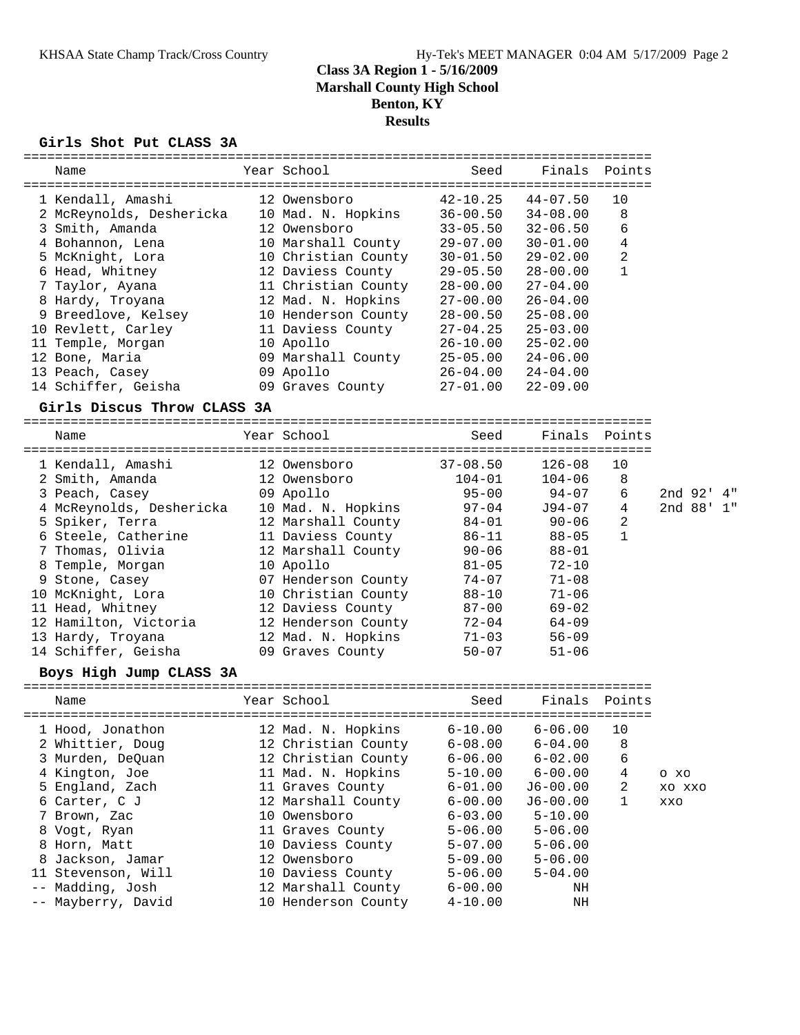# Class 3A Region 1 - 5/16/2009
## Marshall County High School
## Benton, KY
## Results

### Girls Shot Put CLASS 3A

| Place | Name | Year | School | Seed | Finals | Points |
|---|---|---|---|---|---|---|
| 1 | Kendall, Amashi | 12 | Owensboro | 42-10.25 | 44-07.50 | 10 |
| 2 | McReynolds, Deshericka | 10 | Mad. N. Hopkins | 36-00.50 | 34-08.00 | 8 |
| 3 | Smith, Amanda | 12 | Owensboro | 33-05.50 | 32-06.50 | 6 |
| 4 | Bohannon, Lena | 10 | Marshall County | 29-07.00 | 30-01.00 | 4 |
| 5 | McKnight, Lora | 10 | Christian County | 30-01.50 | 29-02.00 | 2 |
| 6 | Head, Whitney | 12 | Daviess County | 29-05.50 | 28-00.00 | 1 |
| 7 | Taylor, Ayana | 11 | Christian County | 28-00.00 | 27-04.00 | |
| 8 | Hardy, Troyana | 12 | Mad. N. Hopkins | 27-00.00 | 26-04.00 | |
| 9 | Breedlove, Kelsey | 10 | Henderson County | 28-00.50 | 25-08.00 | |
| 10 | Revlett, Carley | 11 | Daviess County | 27-04.25 | 25-03.00 | |
| 11 | Temple, Morgan | 10 | Apollo | 26-10.00 | 25-02.00 | |
| 12 | Bone, Maria | 09 | Marshall County | 25-05.00 | 24-06.00 | |
| 13 | Peach, Casey | 09 | Apollo | 26-04.00 | 24-04.00 | |
| 14 | Schiffer, Geisha | 09 | Graves County | 27-01.00 | 22-09.00 | |

### Girls Discus Throw CLASS 3A

| Place | Name | Year | School | Seed | Finals | Points | |
|---|---|---|---|---|---|---|---|
| 1 | Kendall, Amashi | 12 | Owensboro | 37-08.50 | 126-08 | 10 | |
| 2 | Smith, Amanda | 12 | Owensboro | 104-01 | 104-06 | 8 | |
| 3 | Peach, Casey | 09 | Apollo | 95-00 | 94-07 | 6 | 2nd 92' 4" |
| 4 | McReynolds, Deshericka | 10 | Mad. N. Hopkins | 97-04 | J94-07 | 4 | 2nd 88' 1" |
| 5 | Spiker, Terra | 12 | Marshall County | 84-01 | 90-06 | 2 | |
| 6 | Steele, Catherine | 11 | Daviess County | 86-11 | 88-05 | 1 | |
| 7 | Thomas, Olivia | 12 | Marshall County | 90-06 | 88-01 | | |
| 8 | Temple, Morgan | 10 | Apollo | 81-05 | 72-10 | | |
| 9 | Stone, Casey | 07 | Henderson County | 74-07 | 71-08 | | |
| 10 | McKnight, Lora | 10 | Christian County | 88-10 | 71-06 | | |
| 11 | Head, Whitney | 12 | Daviess County | 87-00 | 69-02 | | |
| 12 | Hamilton, Victoria | 12 | Henderson County | 72-04 | 64-09 | | |
| 13 | Hardy, Troyana | 12 | Mad. N. Hopkins | 71-03 | 56-09 | | |
| 14 | Schiffer, Geisha | 09 | Graves County | 50-07 | 51-06 | | |

### Boys High Jump CLASS 3A

| Place | Name | Year | School | Seed | Finals | Points | |
|---|---|---|---|---|---|---|---|
| 1 | Hood, Jonathon | 12 | Mad. N. Hopkins | 6-10.00 | 6-06.00 | 10 | |
| 2 | Whittier, Doug | 12 | Christian County | 6-08.00 | 6-04.00 | 8 | |
| 3 | Murden, DeQuan | 12 | Christian County | 6-06.00 | 6-02.00 | 6 | |
| 4 | Kington, Joe | 11 | Mad. N. Hopkins | 5-10.00 | 6-00.00 | 4 | O XO |
| 5 | England, Zach | 11 | Graves County | 6-01.00 | J6-00.00 | 2 | XO XXO |
| 6 | Carter, C J | 12 | Marshall County | 6-00.00 | J6-00.00 | 1 | XXO |
| 7 | Brown, Zac | 10 | Owensboro | 6-03.00 | 5-10.00 | | |
| 8 | Vogt, Ryan | 11 | Graves County | 5-06.00 | 5-06.00 | | |
| 8 | Horn, Matt | 10 | Daviess County | 5-07.00 | 5-06.00 | | |
| 8 | Jackson, Jamar | 12 | Owensboro | 5-09.00 | 5-06.00 | | |
| 11 | Stevenson, Will | 10 | Daviess County | 5-06.00 | 5-04.00 | | |
| -- | Madding, Josh | 12 | Marshall County | 6-00.00 | NH | | |
| -- | Mayberry, David | 10 | Henderson County | 4-10.00 | NH | | |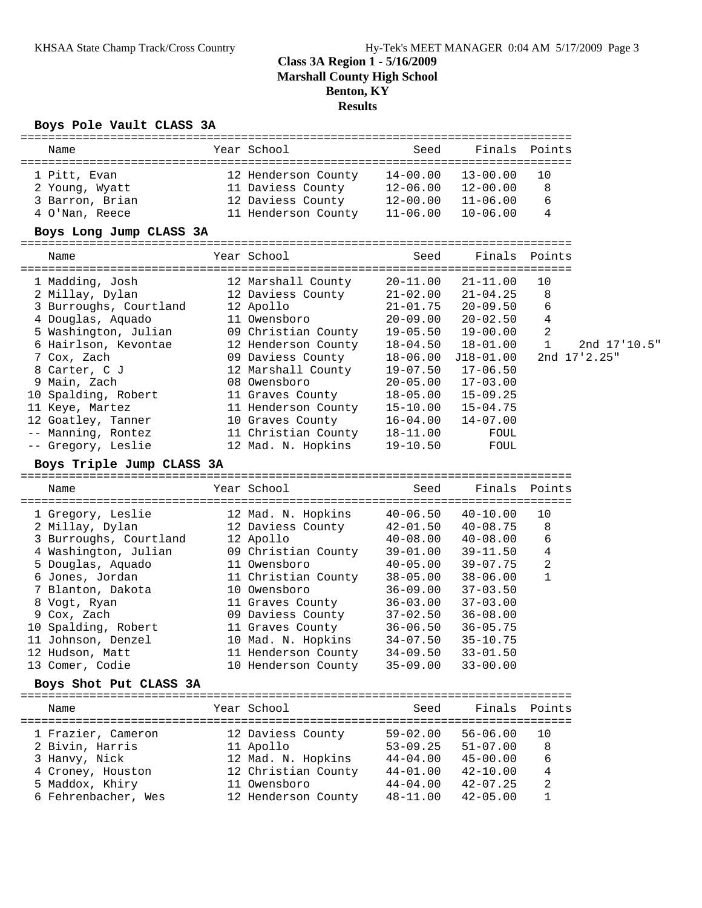# Class 3A Region 1 - 5/16/2009
## Marshall County High School
## Benton, KY
## Results

### Boys Pole Vault CLASS 3A

| Place | Name | Year | School | Seed | Finals | Points |
|---|---|---|---|---|---|---|
| 1 | Pitt, Evan | 12 | Henderson County | 14-00.00 | 13-00.00 | 10 |
| 2 | Young, Wyatt | 11 | Daviess County | 12-06.00 | 12-00.00 | 8 |
| 3 | Barron, Brian | 12 | Daviess County | 12-00.00 | 11-06.00 | 6 |
| 4 | O'Nan, Reece | 11 | Henderson County | 11-06.00 | 10-06.00 | 4 |

### Boys Long Jump CLASS 3A

| Place | Name | Year | School | Seed | Finals | Points | |
|---|---|---|---|---|---|---|---|
| 1 | Madding, Josh | 12 | Marshall County | 20-11.00 | 21-11.00 | 10 | |
| 2 | Millay, Dylan | 12 | Daviess County | 21-02.00 | 21-04.25 | 8 | |
| 3 | Burroughs, Courtland | 12 | Apollo | 21-01.75 | 20-09.50 | 6 | |
| 4 | Douglas, Aquado | 11 | Owensboro | 20-09.00 | 20-02.50 | 4 | |
| 5 | Washington, Julian | 09 | Christian County | 19-05.50 | 19-00.00 | 2 | |
| 6 | Hairlson, Kevontae | 12 | Henderson County | 18-04.50 | 18-01.00 | 1 | 2nd 17'10.5" |
| 7 | Cox, Zach | 09 | Daviess County | 18-06.00 | J18-01.00 | | 2nd 17'2.25" |
| 8 | Carter, C J | 12 | Marshall County | 19-07.50 | 17-06.50 | | |
| 9 | Main, Zach | 08 | Owensboro | 20-05.00 | 17-03.00 | | |
| 10 | Spalding, Robert | 11 | Graves County | 18-05.00 | 15-09.25 | | |
| 11 | Keye, Martez | 11 | Henderson County | 15-10.00 | 15-04.75 | | |
| 12 | Goatley, Tanner | 10 | Graves County | 16-04.00 | 14-07.00 | | |
| -- | Manning, Rontez | 11 | Christian County | 18-11.00 | FOUL | | |
| -- | Gregory, Leslie | 12 | Mad. N. Hopkins | 19-10.50 | FOUL | | |

### Boys Triple Jump CLASS 3A

| Place | Name | Year | School | Seed | Finals | Points |
|---|---|---|---|---|---|---|
| 1 | Gregory, Leslie | 12 | Mad. N. Hopkins | 40-06.50 | 40-10.00 | 10 |
| 2 | Millay, Dylan | 12 | Daviess County | 42-01.50 | 40-08.75 | 8 |
| 3 | Burroughs, Courtland | 12 | Apollo | 40-08.00 | 40-08.00 | 6 |
| 4 | Washington, Julian | 09 | Christian County | 39-01.00 | 39-11.50 | 4 |
| 5 | Douglas, Aquado | 11 | Owensboro | 40-05.00 | 39-07.75 | 2 |
| 6 | Jones, Jordan | 11 | Christian County | 38-05.00 | 38-06.00 | 1 |
| 7 | Blanton, Dakota | 10 | Owensboro | 36-09.00 | 37-03.50 | |
| 8 | Vogt, Ryan | 11 | Graves County | 36-03.00 | 37-03.00 | |
| 9 | Cox, Zach | 09 | Daviess County | 37-02.50 | 36-08.00 | |
| 10 | Spalding, Robert | 11 | Graves County | 36-06.50 | 36-05.75 | |
| 11 | Johnson, Denzel | 10 | Mad. N. Hopkins | 34-07.50 | 35-10.75 | |
| 12 | Hudson, Matt | 11 | Henderson County | 34-09.50 | 33-01.50 | |
| 13 | Comer, Codie | 10 | Henderson County | 35-09.00 | 33-00.00 | |

### Boys Shot Put CLASS 3A

| Place | Name | Year | School | Seed | Finals | Points |
|---|---|---|---|---|---|---|
| 1 | Frazier, Cameron | 12 | Daviess County | 59-02.00 | 56-06.00 | 10 |
| 2 | Bivin, Harris | 11 | Apollo | 53-09.25 | 51-07.00 | 8 |
| 3 | Hanvy, Nick | 12 | Mad. N. Hopkins | 44-04.00 | 45-00.00 | 6 |
| 4 | Croney, Houston | 12 | Christian County | 44-01.00 | 42-10.00 | 4 |
| 5 | Maddox, Khiry | 11 | Owensboro | 44-04.00 | 42-07.25 | 2 |
| 6 | Fehrenbacher, Wes | 12 | Henderson County | 48-11.00 | 42-05.00 | 1 |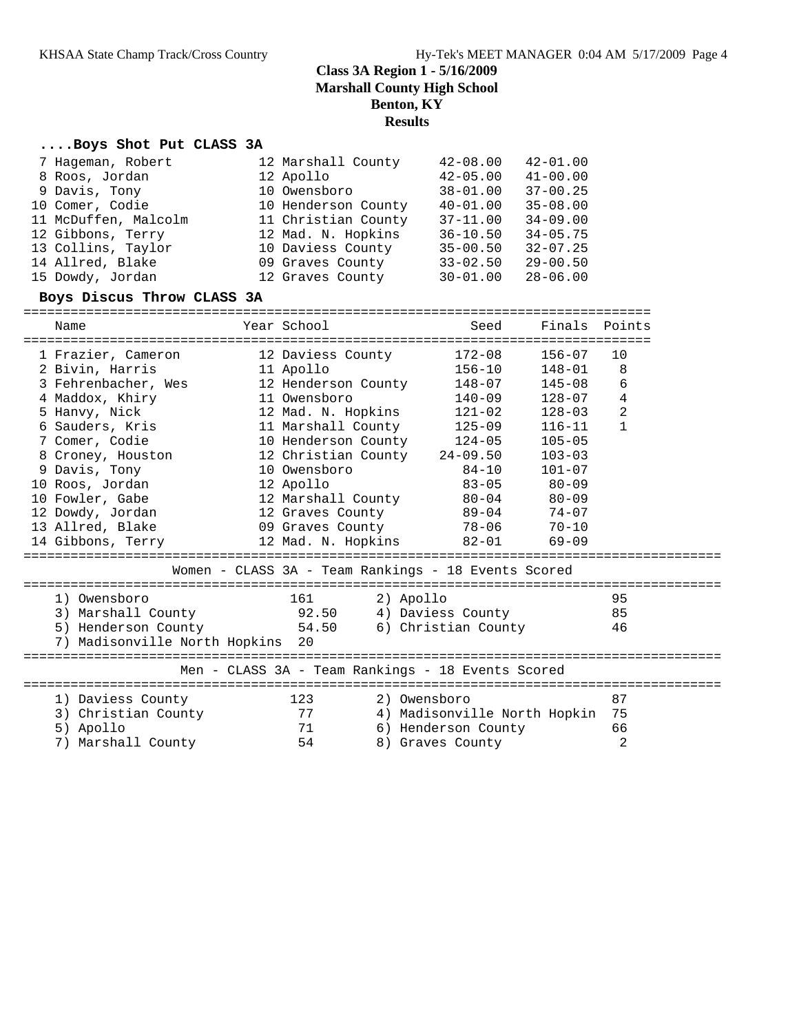## Class 3A Region 1 - 5/16/2009
## Marshall County High School
## Benton, KY
## Results

### ....Boys Shot Put CLASS 3A

| | Name | Year | School | Seed | Finals |
|---|---|---|---|---|---|
| 7 | Hageman, Robert | 12 | Marshall County | 42-08.00 | 42-01.00 |
| 8 | Roos, Jordan | 12 | Apollo | 42-05.00 | 41-00.00 |
| 9 | Davis, Tony | 10 | Owensboro | 38-01.00 | 37-00.25 |
| 10 | Comer, Codie | 10 | Henderson County | 40-01.00 | 35-08.00 |
| 11 | McDuffen, Malcolm | 11 | Christian County | 37-11.00 | 34-09.00 |
| 12 | Gibbons, Terry | 12 | Mad. N. Hopkins | 36-10.50 | 34-05.75 |
| 13 | Collins, Taylor | 10 | Daviess County | 35-00.50 | 32-07.25 |
| 14 | Allred, Blake | 09 | Graves County | 33-02.50 | 29-00.50 |
| 15 | Dowdy, Jordan | 12 | Graves County | 30-01.00 | 28-06.00 |

### Boys Discus Throw CLASS 3A

| | Name | Year | School | Seed | Finals | Points |
|---|---|---|---|---|---|---|
| 1 | Frazier, Cameron | 12 | Daviess County | 172-08 | 156-07 | 10 |
| 2 | Bivin, Harris | 11 | Apollo | 156-10 | 148-01 | 8 |
| 3 | Fehrenbacher, Wes | 12 | Henderson County | 148-07 | 145-08 | 6 |
| 4 | Maddox, Khiry | 11 | Owensboro | 140-09 | 128-07 | 4 |
| 5 | Hanvy, Nick | 12 | Mad. N. Hopkins | 121-02 | 128-03 | 2 |
| 6 | Sauders, Kris | 11 | Marshall County | 125-09 | 116-11 | 1 |
| 7 | Comer, Codie | 10 | Henderson County | 124-05 | 105-05 | |
| 8 | Croney, Houston | 12 | Christian County | 24-09.50 | 103-03 | |
| 9 | Davis, Tony | 10 | Owensboro | 84-10 | 101-07 | |
| 10 | Roos, Jordan | 12 | Apollo | 83-05 | 80-09 | |
| 10 | Fowler, Gabe | 12 | Marshall County | 80-04 | 80-09 | |
| 12 | Dowdy, Jordan | 12 | Graves County | 89-04 | 74-07 | |
| 13 | Allred, Blake | 09 | Graves County | 78-06 | 70-10 | |
| 14 | Gibbons, Terry | 12 | Mad. N. Hopkins | 82-01 | 69-09 | |

### Women - CLASS 3A - Team Rankings - 18 Events Scored

| Rank | Team | Points |
|---|---|---|
| 1) | Owensboro | 161 |
| 2) | Apollo | 95 |
| 3) | Marshall County | 92.50 |
| 4) | Daviess County | 85 |
| 5) | Henderson County | 54.50 |
| 6) | Christian County | 46 |
| 7) | Madisonville North Hopkins | 20 |

### Men - CLASS 3A - Team Rankings - 18 Events Scored

| Rank | Team | Points |
|---|---|---|
| 1) | Daviess County | 123 |
| 2) | Owensboro | 87 |
| 3) | Christian County | 77 |
| 4) | Madisonville North Hopkin | 75 |
| 5) | Apollo | 71 |
| 6) | Henderson County | 66 |
| 7) | Marshall County | 54 |
| 8) | Graves County | 2 |